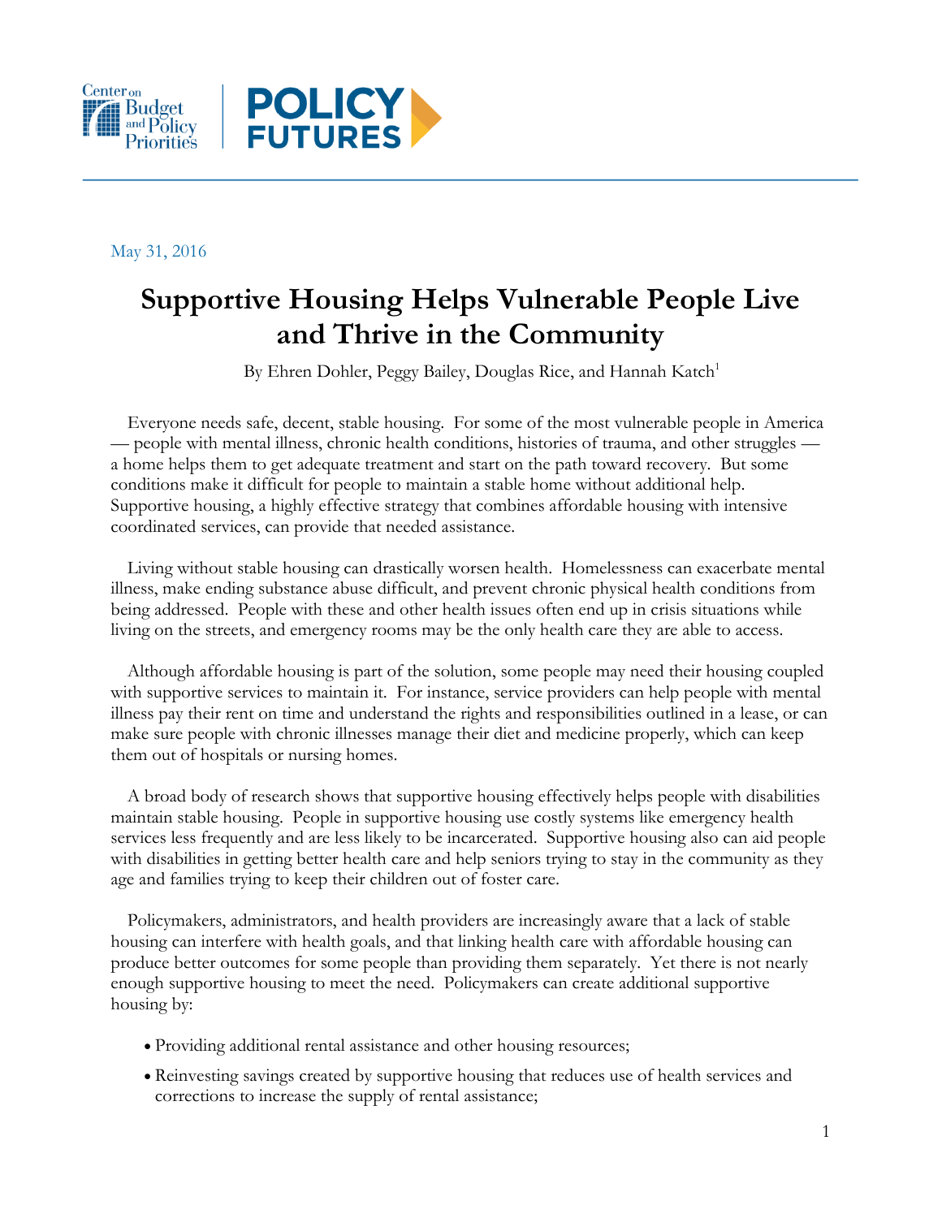May 31, 2016

# Supportive Housing Helps Vulnerable People Live and Thrive in the Community

By Ehren Dohler, Peggy Bailey, Douglas Rice, and Hannah Katch[1]

Everyone needs safe, decent, stable housing. For some of the most vulnerable people in America — people with mental illness, chronic health conditions, histories of trauma, and other struggles — a home helps them to get adequate treatment and start on the path toward recovery. But some conditions make it difficult for people to maintain a stable home without additional help. Supportive housing, a highly effective strategy that combines affordable housing with intensive coordinated services, can provide that needed assistance.

Living without stable housing can drastically worsen health. Homelessness can exacerbate mental illness, make ending substance abuse difficult, and prevent chronic physical health conditions from being addressed. People with these and other health issues often end up in crisis situations while living on the streets, and emergency rooms may be the only health care they are able to access.

Although affordable housing is part of the solution, some people may need their housing coupled with supportive services to maintain it. For instance, service providers can help people with mental illness pay their rent on time and understand the rights and responsibilities outlined in a lease, or can make sure people with chronic illnesses manage their diet and medicine properly, which can keep them out of hospitals or nursing homes.

A broad body of research shows that supportive housing effectively helps people with disabilities maintain stable housing. People in supportive housing use costly systems like emergency health services less frequently and are less likely to be incarcerated. Supportive housing also can aid people with disabilities in getting better health care and help seniors trying to stay in the community as they age and families trying to keep their children out of foster care.

Policymakers, administrators, and health providers are increasingly aware that a lack of stable housing can interfere with health goals, and that linking health care with affordable housing can produce better outcomes for some people than providing them separately. Yet there is not nearly enough supportive housing to meet the need. Policymakers can create additional supportive housing by:

- Providing additional rental assistance and other housing resources;
- Reinvesting savings created by supportive housing that reduces use of health services and corrections to increase the supply of rental assistance;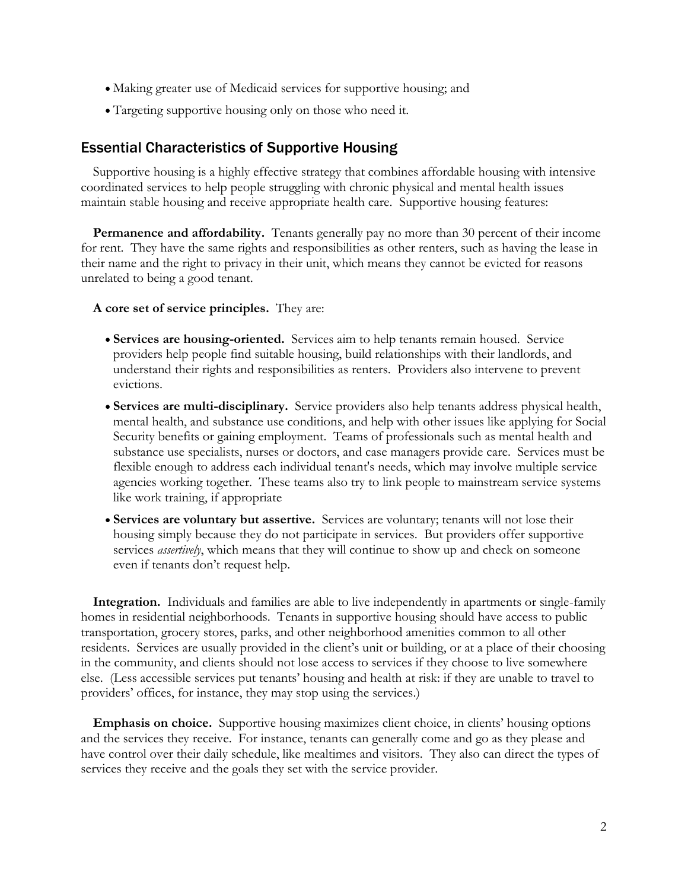- Making greater use of Medicaid services for supportive housing; and
- Targeting supportive housing only on those who need it.

## Essential Characteristics of Supportive Housing

Supportive housing is a highly effective strategy that combines affordable housing with intensive coordinated services to help people struggling with chronic physical and mental health issues maintain stable housing and receive appropriate health care. Supportive housing features:

**Permanence and affordability.** Tenants generally pay no more than 30 percent of their income for rent. They have the same rights and responsibilities as other renters, such as having the lease in their name and the right to privacy in their unit, which means they cannot be evicted for reasons unrelated to being a good tenant.

**A core set of service principles.** They are:

- **Services are housing-oriented.** Services aim to help tenants remain housed. Service providers help people find suitable housing, build relationships with their landlords, and understand their rights and responsibilities as renters. Providers also intervene to prevent evictions.
- **Services are multi-disciplinary.** Service providers also help tenants address physical health, mental health, and substance use conditions, and help with other issues like applying for Social Security benefits or gaining employment. Teams of professionals such as mental health and substance use specialists, nurses or doctors, and case managers provide care. Services must be flexible enough to address each individual tenant's needs, which may involve multiple service agencies working together. These teams also try to link people to mainstream service systems like work training, if appropriate
- **Services are voluntary but assertive.** Services are voluntary; tenants will not lose their housing simply because they do not participate in services. But providers offer supportive services *assertively*, which means that they will continue to show up and check on someone even if tenants don't request help.

**Integration.** Individuals and families are able to live independently in apartments or single-family homes in residential neighborhoods. Tenants in supportive housing should have access to public transportation, grocery stores, parks, and other neighborhood amenities common to all other residents. Services are usually provided in the client's unit or building, or at a place of their choosing in the community, and clients should not lose access to services if they choose to live somewhere else. (Less accessible services put tenants' housing and health at risk: if they are unable to travel to providers' offices, for instance, they may stop using the services.)

**Emphasis on choice.** Supportive housing maximizes client choice, in clients' housing options and the services they receive. For instance, tenants can generally come and go as they please and have control over their daily schedule, like mealtimes and visitors. They also can direct the types of services they receive and the goals they set with the service provider.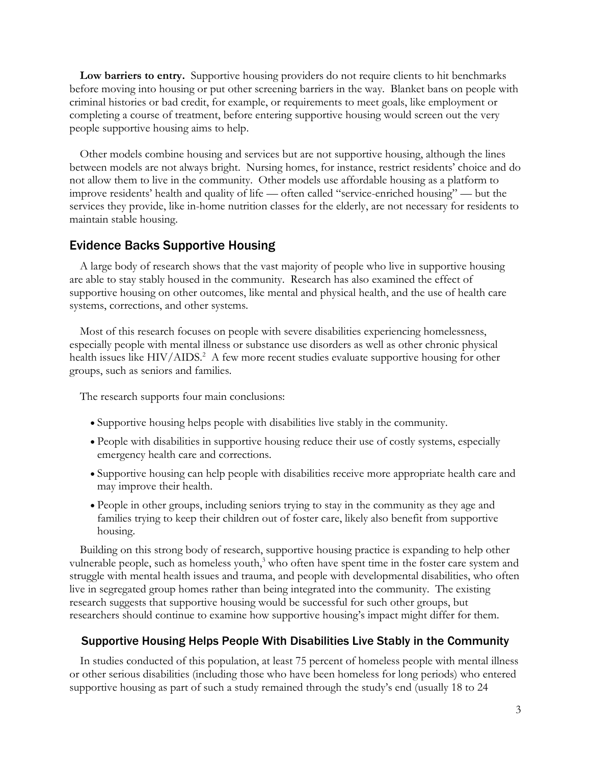**Low barriers to entry.** Supportive housing providers do not require clients to hit benchmarks before moving into housing or put other screening barriers in the way. Blanket bans on people with criminal histories or bad credit, for example, or requirements to meet goals, like employment or completing a course of treatment, before entering supportive housing would screen out the very people supportive housing aims to help.

Other models combine housing and services but are not supportive housing, although the lines between models are not always bright. Nursing homes, for instance, restrict residents' choice and do not allow them to live in the community. Other models use affordable housing as a platform to improve residents' health and quality of life — often called "service-enriched housing" — but the services they provide, like in-home nutrition classes for the elderly, are not necessary for residents to maintain stable housing.

## Evidence Backs Supportive Housing

A large body of research shows that the vast majority of people who live in supportive housing are able to stay stably housed in the community. Research has also examined the effect of supportive housing on other outcomes, like mental and physical health, and the use of health care systems, corrections, and other systems.

Most of this research focuses on people with severe disabilities experiencing homelessness, especially people with mental illness or substance use disorders as well as other chronic physical health issues like HIV/AIDS.[2] A few more recent studies evaluate supportive housing for other groups, such as seniors and families.

The research supports four main conclusions:

- Supportive housing helps people with disabilities live stably in the community.
- People with disabilities in supportive housing reduce their use of costly systems, especially emergency health care and corrections.
- Supportive housing can help people with disabilities receive more appropriate health care and may improve their health.
- People in other groups, including seniors trying to stay in the community as they age and families trying to keep their children out of foster care, likely also benefit from supportive housing.

Building on this strong body of research, supportive housing practice is expanding to help other vulnerable people, such as homeless youth,[3] who often have spent time in the foster care system and struggle with mental health issues and trauma, and people with developmental disabilities, who often live in segregated group homes rather than being integrated into the community. The existing research suggests that supportive housing would be successful for such other groups, but researchers should continue to examine how supportive housing's impact might differ for them.

### Supportive Housing Helps People With Disabilities Live Stably in the Community

In studies conducted of this population, at least 75 percent of homeless people with mental illness or other serious disabilities (including those who have been homeless for long periods) who entered supportive housing as part of such a study remained through the study's end (usually 18 to 24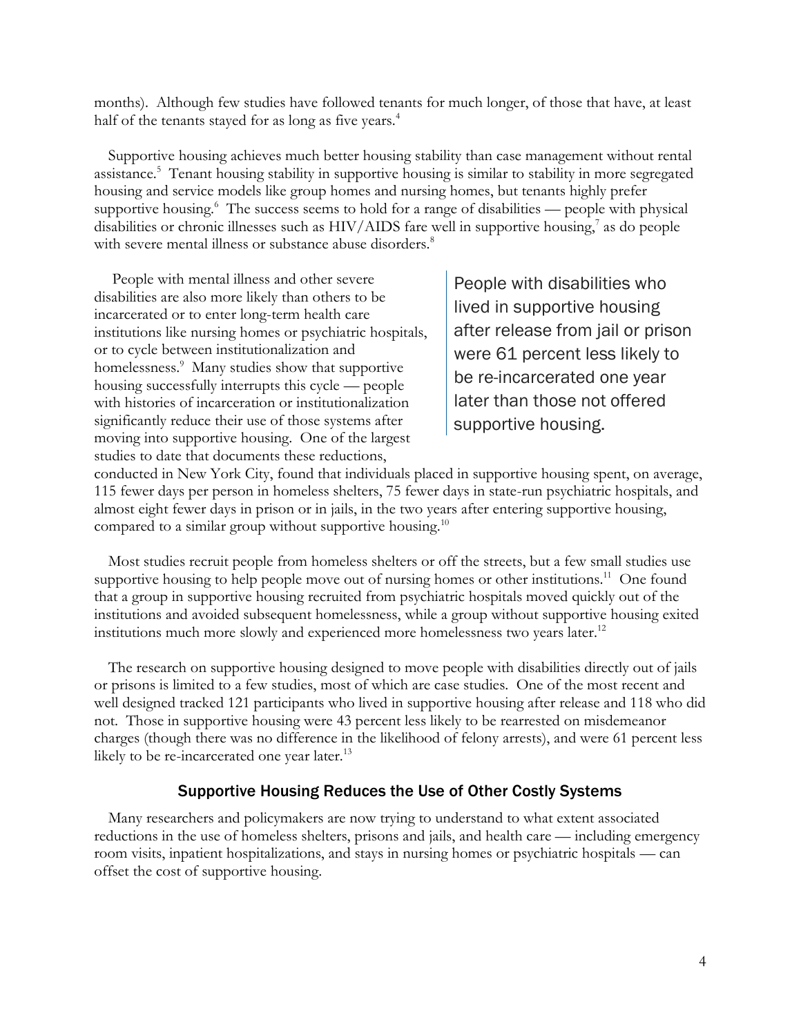months). Although few studies have followed tenants for much longer, of those that have, at least half of the tenants stayed for as long as five years.[4]

Supportive housing achieves much better housing stability than case management without rental assistance.[5] Tenant housing stability in supportive housing is similar to stability in more segregated housing and service models like group homes and nursing homes, but tenants highly prefer supportive housing.[6] The success seems to hold for a range of disabilities — people with physical disabilities or chronic illnesses such as HIV/AIDS fare well in supportive housing,[7] as do people with severe mental illness or substance abuse disorders.[8]

People with mental illness and other severe disabilities are also more likely than others to be incarcerated or to enter long-term health care institutions like nursing homes or psychiatric hospitals, or to cycle between institutionalization and homelessness.[9] Many studies show that supportive housing successfully interrupts this cycle — people with histories of incarceration or institutionalization significantly reduce their use of those systems after moving into supportive housing. One of the largest studies to date that documents these reductions, conducted in New York City, found that individuals placed in supportive housing spent, on average, 115 fewer days per person in homeless shelters, 75 fewer days in state-run psychiatric hospitals, and almost eight fewer days in prison or in jails, in the two years after entering supportive housing, compared to a similar group without supportive housing.[10]

> People with disabilities who lived in supportive housing after release from jail or prison were 61 percent less likely to be re-incarcerated one year later than those not offered supportive housing.

Most studies recruit people from homeless shelters or off the streets, but a few small studies use supportive housing to help people move out of nursing homes or other institutions.[11] One found that a group in supportive housing recruited from psychiatric hospitals moved quickly out of the institutions and avoided subsequent homelessness, while a group without supportive housing exited institutions much more slowly and experienced more homelessness two years later.[12]

The research on supportive housing designed to move people with disabilities directly out of jails or prisons is limited to a few studies, most of which are case studies. One of the most recent and well designed tracked 121 participants who lived in supportive housing after release and 118 who did not. Those in supportive housing were 43 percent less likely to be rearrested on misdemeanor charges (though there was no difference in the likelihood of felony arrests), and were 61 percent less likely to be re-incarcerated one year later.[13]

## Supportive Housing Reduces the Use of Other Costly Systems

Many researchers and policymakers are now trying to understand to what extent associated reductions in the use of homeless shelters, prisons and jails, and health care — including emergency room visits, inpatient hospitalizations, and stays in nursing homes or psychiatric hospitals — can offset the cost of supportive housing.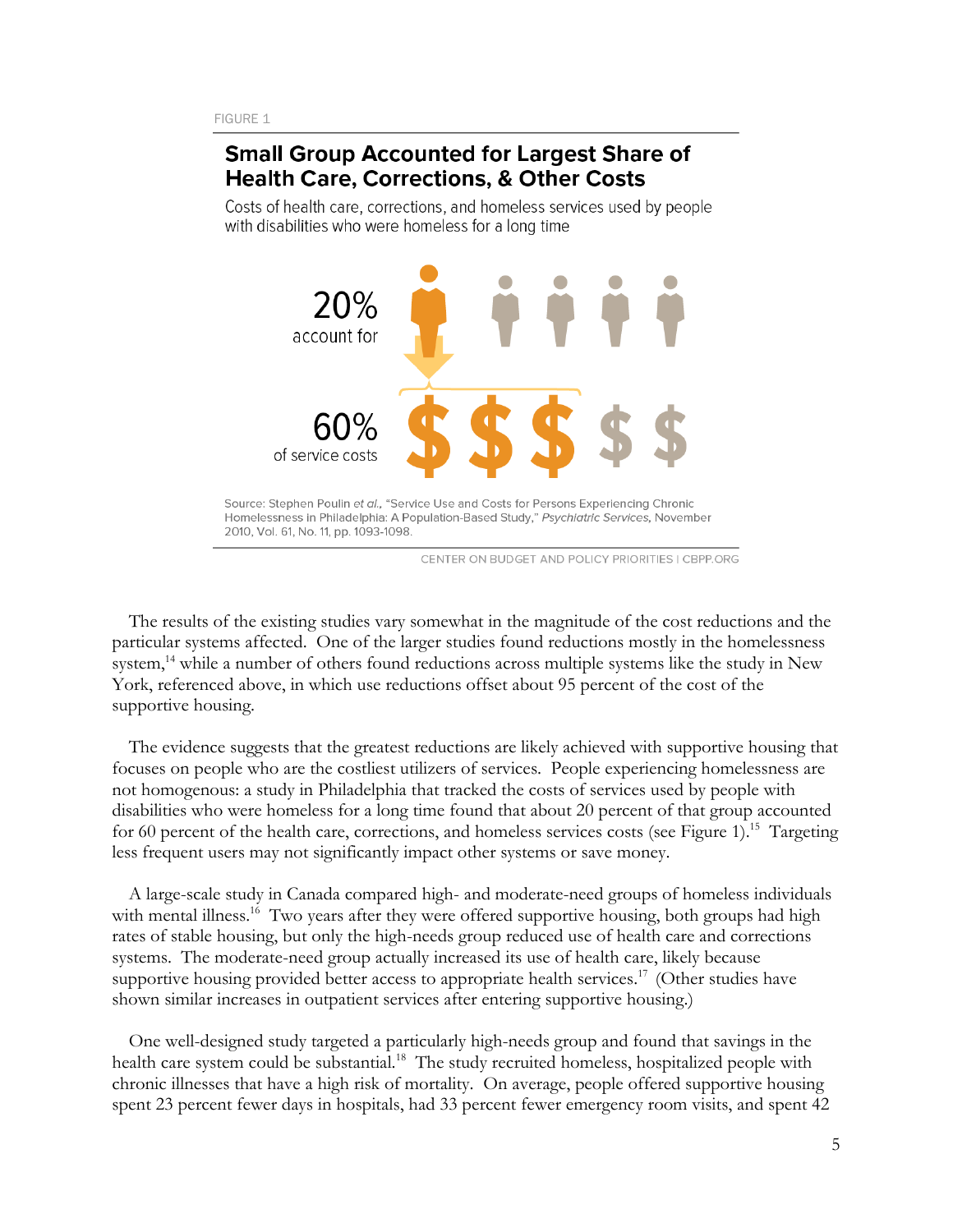FIGURE 1

## Small Group Accounted for Largest Share of Health Care, Corrections, & Other Costs

Costs of health care, corrections, and homeless services used by people with disabilities who were homeless for a long time

20% account for

60% of service costs

Source: Stephen Poulin *et al.*, "Service Use and Costs for Persons Experiencing Chronic Homelessness in Philadelphia: A Population-Based Study," *Psychiatric Services*, November 2010, Vol. 61, No. 11, pp. 1093-1098.

CENTER ON BUDGET AND POLICY PRIORITIES | CBPP.ORG

The results of the existing studies vary somewhat in the magnitude of the cost reductions and the particular systems affected. One of the larger studies found reductions mostly in the homelessness system,[14] while a number of others found reductions across multiple systems like the study in New York, referenced above, in which use reductions offset about 95 percent of the cost of the supportive housing.

The evidence suggests that the greatest reductions are likely achieved with supportive housing that focuses on people who are the costliest utilizers of services. People experiencing homelessness are not homogenous: a study in Philadelphia that tracked the costs of services used by people with disabilities who were homeless for a long time found that about 20 percent of that group accounted for 60 percent of the health care, corrections, and homeless services costs (see Figure 1).[15] Targeting less frequent users may not significantly impact other systems or save money.

A large-scale study in Canada compared high- and moderate-need groups of homeless individuals with mental illness.[16] Two years after they were offered supportive housing, both groups had high rates of stable housing, but only the high-needs group reduced use of health care and corrections systems. The moderate-need group actually increased its use of health care, likely because supportive housing provided better access to appropriate health services.[17] (Other studies have shown similar increases in outpatient services after entering supportive housing.)

One well-designed study targeted a particularly high-needs group and found that savings in the health care system could be substantial.[18] The study recruited homeless, hospitalized people with chronic illnesses that have a high risk of mortality. On average, people offered supportive housing spent 23 percent fewer days in hospitals, had 33 percent fewer emergency room visits, and spent 42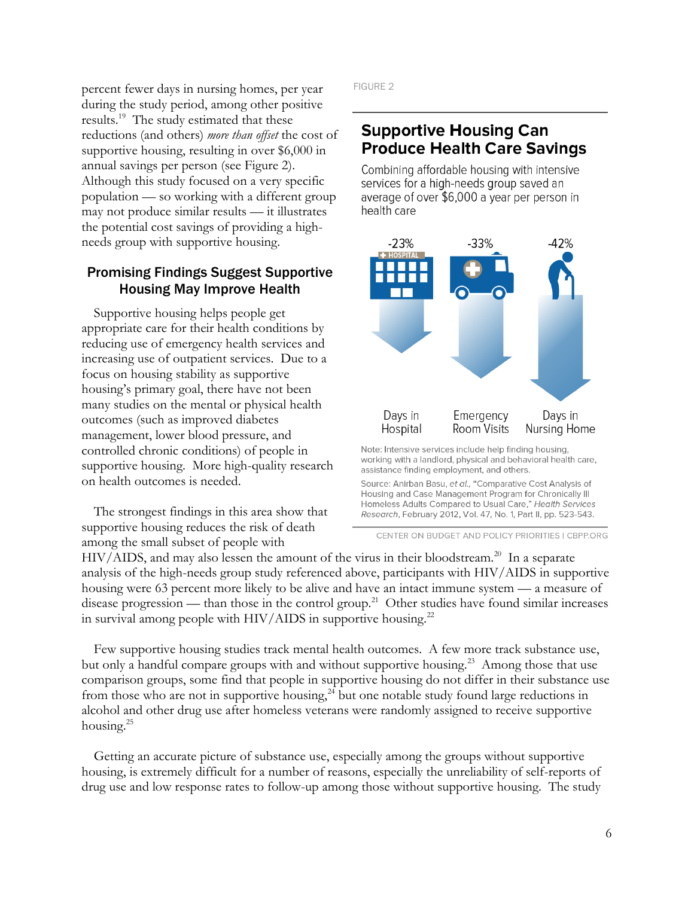percent fewer days in nursing homes, per year during the study period, among other positive results.[19] The study estimated that these reductions (and others) *more than offset* the cost of supportive housing, resulting in over $6,000 in annual savings per person (see Figure 2). Although this study focused on a very specific population — so working with a different group may not produce similar results — it illustrates the potential cost savings of providing a high-needs group with supportive housing.

FIGURE 2

**Supportive Housing Can Produce Health Care Savings**

Combining affordable housing with intensive services for a high-needs group saved an average of over $6,000 a year per person in health care

| Days in Hospital | Emergency Room Visits | Days in Nursing Home |
|---|---|---|
| -23% | -33% | -42% |

Note: Intensive services include help finding housing, working with a landlord, physical and behavioral health care, assistance finding employment, and others.

Source: Anirban Basu, *et al.*, "Comparative Cost Analysis of Housing and Case Management Program for Chronically Ill Homeless Adults Compared to Usual Care," *Health Services Research*, February 2012, Vol. 47, No. 1, Part II, pp. 523-543.

CENTER ON BUDGET AND POLICY PRIORITIES | CBPP.ORG

## Promising Findings Suggest Supportive Housing May Improve Health

Supportive housing helps people get appropriate care for their health conditions by reducing use of emergency health services and increasing use of outpatient services. Due to a focus on housing stability as supportive housing's primary goal, there have not been many studies on the mental or physical health outcomes (such as improved diabetes management, lower blood pressure, and controlled chronic conditions) of people in supportive housing. More high-quality research on health outcomes is needed.

The strongest findings in this area show that supportive housing reduces the risk of death among the small subset of people with HIV/AIDS, and may also lessen the amount of the virus in their bloodstream.[20] In a separate analysis of the high-needs group study referenced above, participants with HIV/AIDS in supportive housing were 63 percent more likely to be alive and have an intact immune system — a measure of disease progression — than those in the control group.[21] Other studies have found similar increases in survival among people with HIV/AIDS in supportive housing.[22]

Few supportive housing studies track mental health outcomes. A few more track substance use, but only a handful compare groups with and without supportive housing.[23] Among those that use comparison groups, some find that people in supportive housing do not differ in their substance use from those who are not in supportive housing,[24] but one notable study found large reductions in alcohol and other drug use after homeless veterans were randomly assigned to receive supportive housing.[25]

Getting an accurate picture of substance use, especially among the groups without supportive housing, is extremely difficult for a number of reasons, especially the unreliability of self-reports of drug use and low response rates to follow-up among those without supportive housing. The study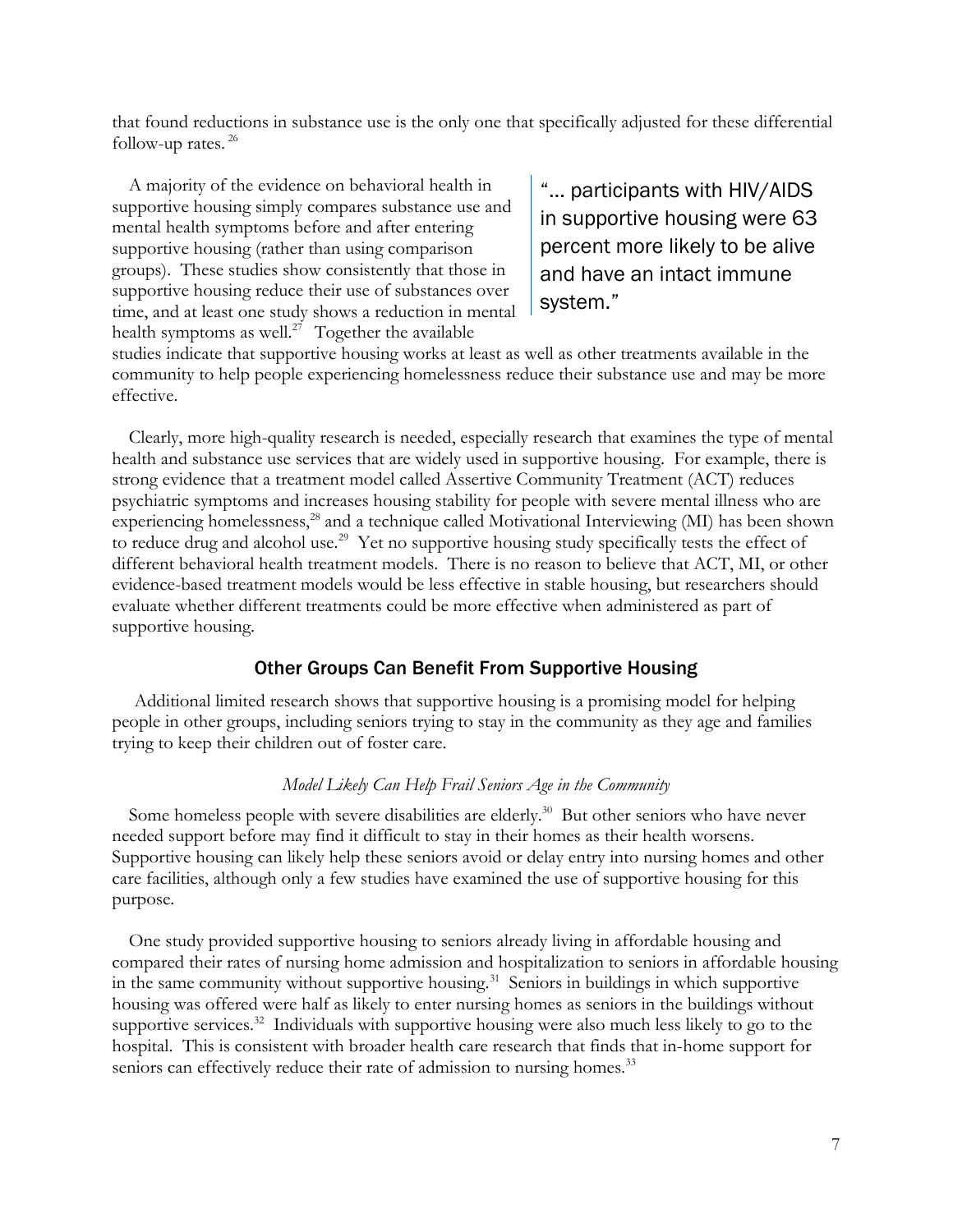that found reductions in substance use is the only one that specifically adjusted for these differential follow-up rates.[26]

A majority of the evidence on behavioral health in supportive housing simply compares substance use and mental health symptoms before and after entering supportive housing (rather than using comparison groups). These studies show consistently that those in supportive housing reduce their use of substances over time, and at least one study shows a reduction in mental health symptoms as well.[27] Together the available studies indicate that supportive housing works at least as well as other treatments available in the community to help people experiencing homelessness reduce their substance use and may be more effective.

> "… participants with HIV/AIDS in supportive housing were 63 percent more likely to be alive and have an intact immune system."

Clearly, more high-quality research is needed, especially research that examines the type of mental health and substance use services that are widely used in supportive housing. For example, there is strong evidence that a treatment model called Assertive Community Treatment (ACT) reduces psychiatric symptoms and increases housing stability for people with severe mental illness who are experiencing homelessness,[28] and a technique called Motivational Interviewing (MI) has been shown to reduce drug and alcohol use.[29] Yet no supportive housing study specifically tests the effect of different behavioral health treatment models. There is no reason to believe that ACT, MI, or other evidence-based treatment models would be less effective in stable housing, but researchers should evaluate whether different treatments could be more effective when administered as part of supportive housing.

## Other Groups Can Benefit From Supportive Housing

Additional limited research shows that supportive housing is a promising model for helping people in other groups, including seniors trying to stay in the community as they age and families trying to keep their children out of foster care.

### *Model Likely Can Help Frail Seniors Age in the Community*

Some homeless people with severe disabilities are elderly.[30] But other seniors who have never needed support before may find it difficult to stay in their homes as their health worsens. Supportive housing can likely help these seniors avoid or delay entry into nursing homes and other care facilities, although only a few studies have examined the use of supportive housing for this purpose.

One study provided supportive housing to seniors already living in affordable housing and compared their rates of nursing home admission and hospitalization to seniors in affordable housing in the same community without supportive housing.[31] Seniors in buildings in which supportive housing was offered were half as likely to enter nursing homes as seniors in the buildings without supportive services.[32] Individuals with supportive housing were also much less likely to go to the hospital. This is consistent with broader health care research that finds that in-home support for seniors can effectively reduce their rate of admission to nursing homes.[33]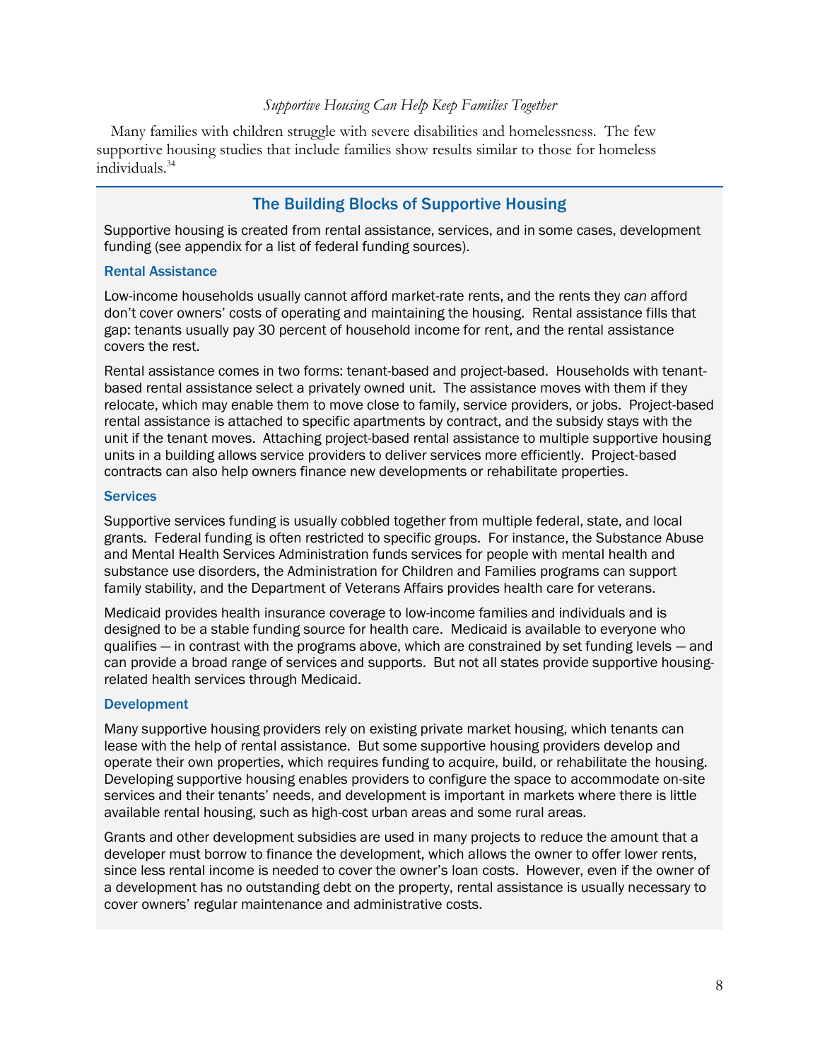*Supportive Housing Can Help Keep Families Together*

Many families with children struggle with severe disabilities and homelessness. The few supportive housing studies that include families show results similar to those for homeless individuals.[34]

## The Building Blocks of Supportive Housing

Supportive housing is created from rental assistance, services, and in some cases, development funding (see appendix for a list of federal funding sources).

### Rental Assistance

Low-income households usually cannot afford market-rate rents, and the rents they *can* afford don't cover owners' costs of operating and maintaining the housing. Rental assistance fills that gap: tenants usually pay 30 percent of household income for rent, and the rental assistance covers the rest.

Rental assistance comes in two forms: tenant-based and project-based. Households with tenant-based rental assistance select a privately owned unit. The assistance moves with them if they relocate, which may enable them to move close to family, service providers, or jobs. Project-based rental assistance is attached to specific apartments by contract, and the subsidy stays with the unit if the tenant moves. Attaching project-based rental assistance to multiple supportive housing units in a building allows service providers to deliver services more efficiently. Project-based contracts can also help owners finance new developments or rehabilitate properties.

### Services

Supportive services funding is usually cobbled together from multiple federal, state, and local grants. Federal funding is often restricted to specific groups. For instance, the Substance Abuse and Mental Health Services Administration funds services for people with mental health and substance use disorders, the Administration for Children and Families programs can support family stability, and the Department of Veterans Affairs provides health care for veterans.

Medicaid provides health insurance coverage to low-income families and individuals and is designed to be a stable funding source for health care. Medicaid is available to everyone who qualifies — in contrast with the programs above, which are constrained by set funding levels — and can provide a broad range of services and supports. But not all states provide supportive housing-related health services through Medicaid.

### Development

Many supportive housing providers rely on existing private market housing, which tenants can lease with the help of rental assistance. But some supportive housing providers develop and operate their own properties, which requires funding to acquire, build, or rehabilitate the housing. Developing supportive housing enables providers to configure the space to accommodate on-site services and their tenants' needs, and development is important in markets where there is little available rental housing, such as high-cost urban areas and some rural areas.

Grants and other development subsidies are used in many projects to reduce the amount that a developer must borrow to finance the development, which allows the owner to offer lower rents, since less rental income is needed to cover the owner's loan costs. However, even if the owner of a development has no outstanding debt on the property, rental assistance is usually necessary to cover owners' regular maintenance and administrative costs.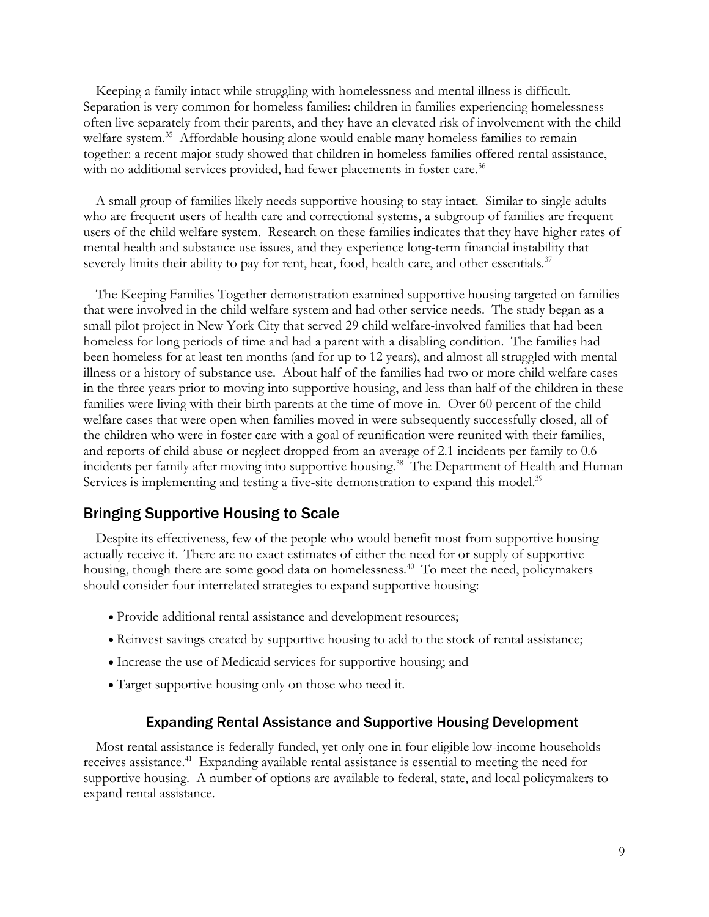Keeping a family intact while struggling with homelessness and mental illness is difficult. Separation is very common for homeless families: children in families experiencing homelessness often live separately from their parents, and they have an elevated risk of involvement with the child welfare system.[35] Affordable housing alone would enable many homeless families to remain together: a recent major study showed that children in homeless families offered rental assistance, with no additional services provided, had fewer placements in foster care.[36]

A small group of families likely needs supportive housing to stay intact. Similar to single adults who are frequent users of health care and correctional systems, a subgroup of families are frequent users of the child welfare system. Research on these families indicates that they have higher rates of mental health and substance use issues, and they experience long-term financial instability that severely limits their ability to pay for rent, heat, food, health care, and other essentials.[37]

The Keeping Families Together demonstration examined supportive housing targeted on families that were involved in the child welfare system and had other service needs. The study began as a small pilot project in New York City that served 29 child welfare-involved families that had been homeless for long periods of time and had a parent with a disabling condition. The families had been homeless for at least ten months (and for up to 12 years), and almost all struggled with mental illness or a history of substance use. About half of the families had two or more child welfare cases in the three years prior to moving into supportive housing, and less than half of the children in these families were living with their birth parents at the time of move-in. Over 60 percent of the child welfare cases that were open when families moved in were subsequently successfully closed, all of the children who were in foster care with a goal of reunification were reunited with their families, and reports of child abuse or neglect dropped from an average of 2.1 incidents per family to 0.6 incidents per family after moving into supportive housing.[38] The Department of Health and Human Services is implementing and testing a five-site demonstration to expand this model.[39]

## Bringing Supportive Housing to Scale

Despite its effectiveness, few of the people who would benefit most from supportive housing actually receive it. There are no exact estimates of either the need for or supply of supportive housing, though there are some good data on homelessness.[40] To meet the need, policymakers should consider four interrelated strategies to expand supportive housing:

- Provide additional rental assistance and development resources;
- Reinvest savings created by supportive housing to add to the stock of rental assistance;
- Increase the use of Medicaid services for supportive housing; and
- Target supportive housing only on those who need it.

### Expanding Rental Assistance and Supportive Housing Development

Most rental assistance is federally funded, yet only one in four eligible low-income households receives assistance.[41] Expanding available rental assistance is essential to meeting the need for supportive housing. A number of options are available to federal, state, and local policymakers to expand rental assistance.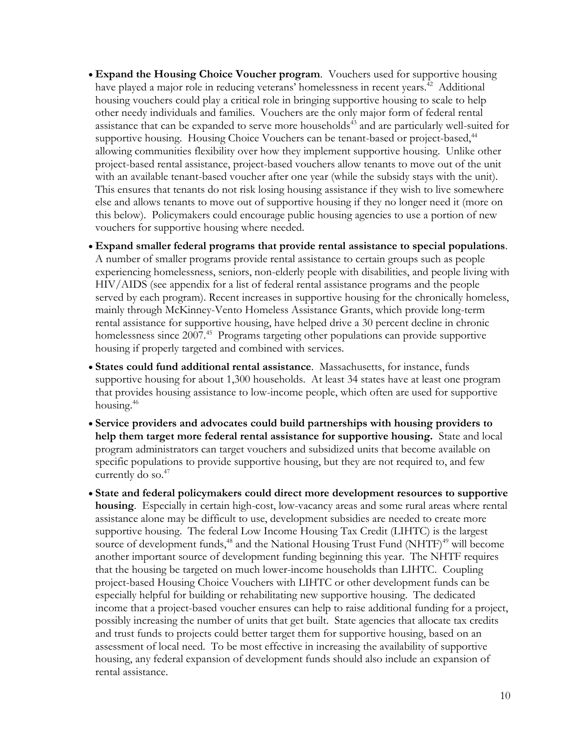- **Expand the Housing Choice Voucher program**. Vouchers used for supportive housing have played a major role in reducing veterans' homelessness in recent years.[42] Additional housing vouchers could play a critical role in bringing supportive housing to scale to help other needy individuals and families. Vouchers are the only major form of federal rental assistance that can be expanded to serve more households[43] and are particularly well-suited for supportive housing. Housing Choice Vouchers can be tenant-based or project-based,[44] allowing communities flexibility over how they implement supportive housing. Unlike other project-based rental assistance, project-based vouchers allow tenants to move out of the unit with an available tenant-based voucher after one year (while the subsidy stays with the unit). This ensures that tenants do not risk losing housing assistance if they wish to live somewhere else and allows tenants to move out of supportive housing if they no longer need it (more on this below). Policymakers could encourage public housing agencies to use a portion of new vouchers for supportive housing where needed.
- **Expand smaller federal programs that provide rental assistance to special populations**. A number of smaller programs provide rental assistance to certain groups such as people experiencing homelessness, seniors, non-elderly people with disabilities, and people living with HIV/AIDS (see appendix for a list of federal rental assistance programs and the people served by each program). Recent increases in supportive housing for the chronically homeless, mainly through McKinney-Vento Homeless Assistance Grants, which provide long-term rental assistance for supportive housing, have helped drive a 30 percent decline in chronic homelessness since 2007.[45] Programs targeting other populations can provide supportive housing if properly targeted and combined with services.
- **States could fund additional rental assistance**. Massachusetts, for instance, funds supportive housing for about 1,300 households. At least 34 states have at least one program that provides housing assistance to low-income people, which often are used for supportive housing.[46]
- **Service providers and advocates could build partnerships with housing providers to help them target more federal rental assistance for supportive housing.** State and local program administrators can target vouchers and subsidized units that become available on specific populations to provide supportive housing, but they are not required to, and few currently do so.[47]
- **State and federal policymakers could direct more development resources to supportive housing**. Especially in certain high-cost, low-vacancy areas and some rural areas where rental assistance alone may be difficult to use, development subsidies are needed to create more supportive housing. The federal Low Income Housing Tax Credit (LIHTC) is the largest source of development funds,[48] and the National Housing Trust Fund (NHTF)[49] will become another important source of development funding beginning this year. The NHTF requires that the housing be targeted on much lower-income households than LIHTC. Coupling project-based Housing Choice Vouchers with LIHTC or other development funds can be especially helpful for building or rehabilitating new supportive housing. The dedicated income that a project-based voucher ensures can help to raise additional funding for a project, possibly increasing the number of units that get built. State agencies that allocate tax credits and trust funds to projects could better target them for supportive housing, based on an assessment of local need. To be most effective in increasing the availability of supportive housing, any federal expansion of development funds should also include an expansion of rental assistance.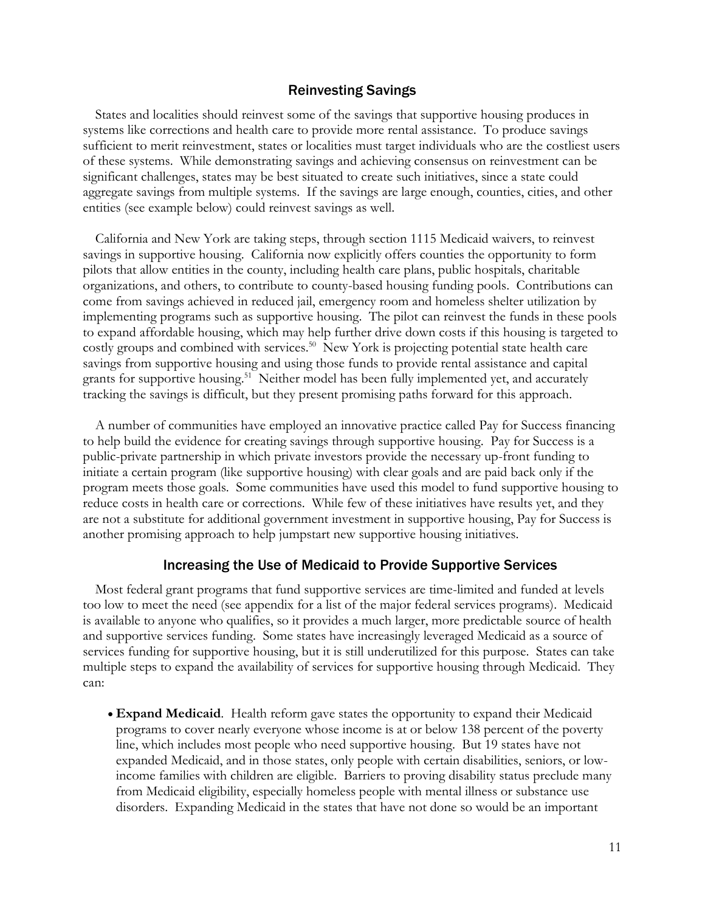## Reinvesting Savings

States and localities should reinvest some of the savings that supportive housing produces in systems like corrections and health care to provide more rental assistance. To produce savings sufficient to merit reinvestment, states or localities must target individuals who are the costliest users of these systems. While demonstrating savings and achieving consensus on reinvestment can be significant challenges, states may be best situated to create such initiatives, since a state could aggregate savings from multiple systems. If the savings are large enough, counties, cities, and other entities (see example below) could reinvest savings as well.

California and New York are taking steps, through section 1115 Medicaid waivers, to reinvest savings in supportive housing. California now explicitly offers counties the opportunity to form pilots that allow entities in the county, including health care plans, public hospitals, charitable organizations, and others, to contribute to county-based housing funding pools. Contributions can come from savings achieved in reduced jail, emergency room and homeless shelter utilization by implementing programs such as supportive housing. The pilot can reinvest the funds in these pools to expand affordable housing, which may help further drive down costs if this housing is targeted to costly groups and combined with services.[50] New York is projecting potential state health care savings from supportive housing and using those funds to provide rental assistance and capital grants for supportive housing.[51] Neither model has been fully implemented yet, and accurately tracking the savings is difficult, but they present promising paths forward for this approach.

A number of communities have employed an innovative practice called Pay for Success financing to help build the evidence for creating savings through supportive housing. Pay for Success is a public-private partnership in which private investors provide the necessary up-front funding to initiate a certain program (like supportive housing) with clear goals and are paid back only if the program meets those goals. Some communities have used this model to fund supportive housing to reduce costs in health care or corrections. While few of these initiatives have results yet, and they are not a substitute for additional government investment in supportive housing, Pay for Success is another promising approach to help jumpstart new supportive housing initiatives.

## Increasing the Use of Medicaid to Provide Supportive Services

Most federal grant programs that fund supportive services are time-limited and funded at levels too low to meet the need (see appendix for a list of the major federal services programs). Medicaid is available to anyone who qualifies, so it provides a much larger, more predictable source of health and supportive services funding. Some states have increasingly leveraged Medicaid as a source of services funding for supportive housing, but it is still underutilized for this purpose. States can take multiple steps to expand the availability of services for supportive housing through Medicaid. They can:

- **Expand Medicaid**. Health reform gave states the opportunity to expand their Medicaid programs to cover nearly everyone whose income is at or below 138 percent of the poverty line, which includes most people who need supportive housing. But 19 states have not expanded Medicaid, and in those states, only people with certain disabilities, seniors, or low-income families with children are eligible. Barriers to proving disability status preclude many from Medicaid eligibility, especially homeless people with mental illness or substance use disorders. Expanding Medicaid in the states that have not done so would be an important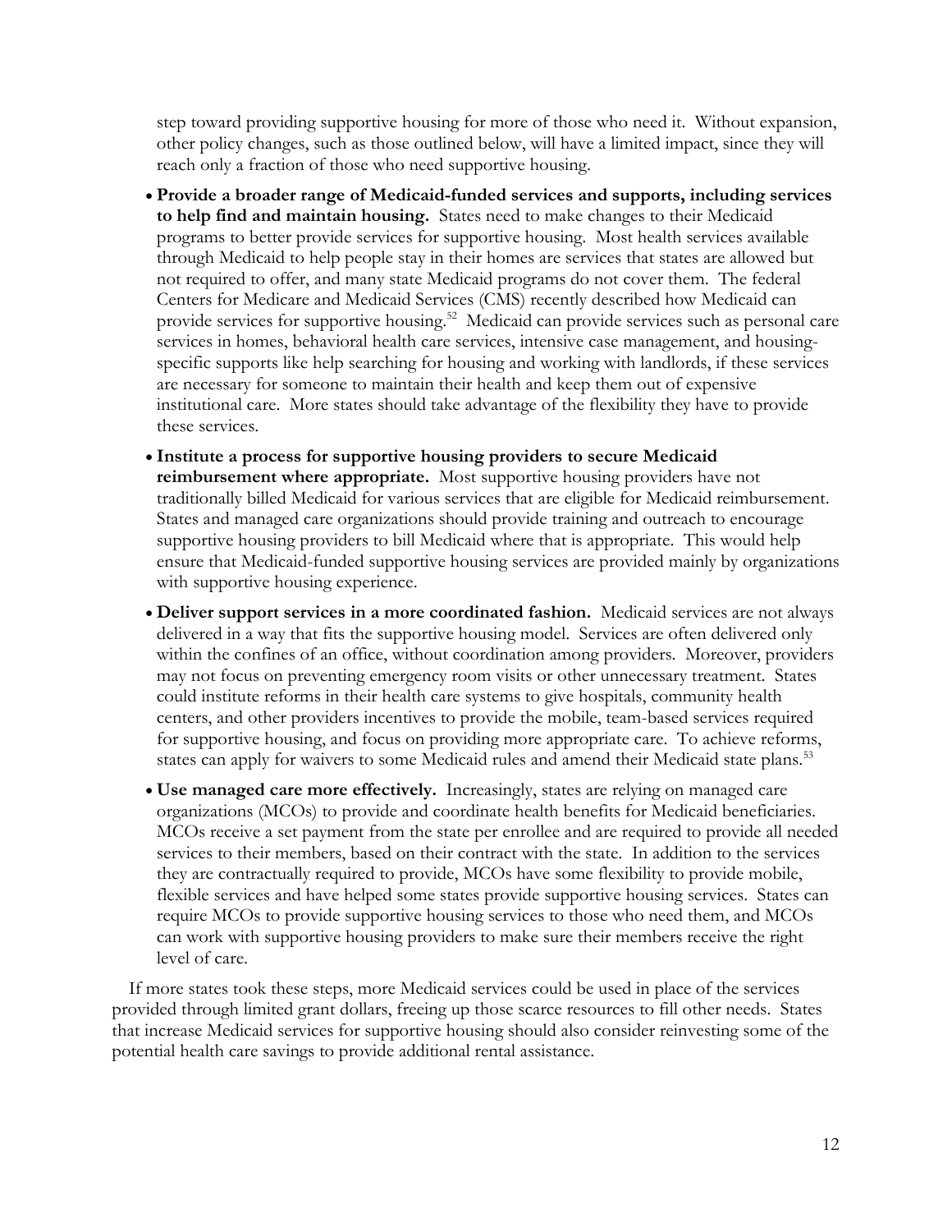step toward providing supportive housing for more of those who need it. Without expansion, other policy changes, such as those outlined below, will have a limited impact, since they will reach only a fraction of those who need supportive housing.

- **Provide a broader range of Medicaid-funded services and supports, including services to help find and maintain housing.** States need to make changes to their Medicaid programs to better provide services for supportive housing. Most health services available through Medicaid to help people stay in their homes are services that states are allowed but not required to offer, and many state Medicaid programs do not cover them. The federal Centers for Medicare and Medicaid Services (CMS) recently described how Medicaid can provide services for supportive housing.[52] Medicaid can provide services such as personal care services in homes, behavioral health care services, intensive case management, and housing-specific supports like help searching for housing and working with landlords, if these services are necessary for someone to maintain their health and keep them out of expensive institutional care. More states should take advantage of the flexibility they have to provide these services.

- **Institute a process for supportive housing providers to secure Medicaid reimbursement where appropriate.** Most supportive housing providers have not traditionally billed Medicaid for various services that are eligible for Medicaid reimbursement. States and managed care organizations should provide training and outreach to encourage supportive housing providers to bill Medicaid where that is appropriate. This would help ensure that Medicaid-funded supportive housing services are provided mainly by organizations with supportive housing experience.

- **Deliver support services in a more coordinated fashion.** Medicaid services are not always delivered in a way that fits the supportive housing model. Services are often delivered only within the confines of an office, without coordination among providers. Moreover, providers may not focus on preventing emergency room visits or other unnecessary treatment. States could institute reforms in their health care systems to give hospitals, community health centers, and other providers incentives to provide the mobile, team-based services required for supportive housing, and focus on providing more appropriate care. To achieve reforms, states can apply for waivers to some Medicaid rules and amend their Medicaid state plans.[53]

- **Use managed care more effectively.** Increasingly, states are relying on managed care organizations (MCOs) to provide and coordinate health benefits for Medicaid beneficiaries. MCOs receive a set payment from the state per enrollee and are required to provide all needed services to their members, based on their contract with the state. In addition to the services they are contractually required to provide, MCOs have some flexibility to provide mobile, flexible services and have helped some states provide supportive housing services. States can require MCOs to provide supportive housing services to those who need them, and MCOs can work with supportive housing providers to make sure their members receive the right level of care.

If more states took these steps, more Medicaid services could be used in place of the services provided through limited grant dollars, freeing up those scarce resources to fill other needs. States that increase Medicaid services for supportive housing should also consider reinvesting some of the potential health care savings to provide additional rental assistance.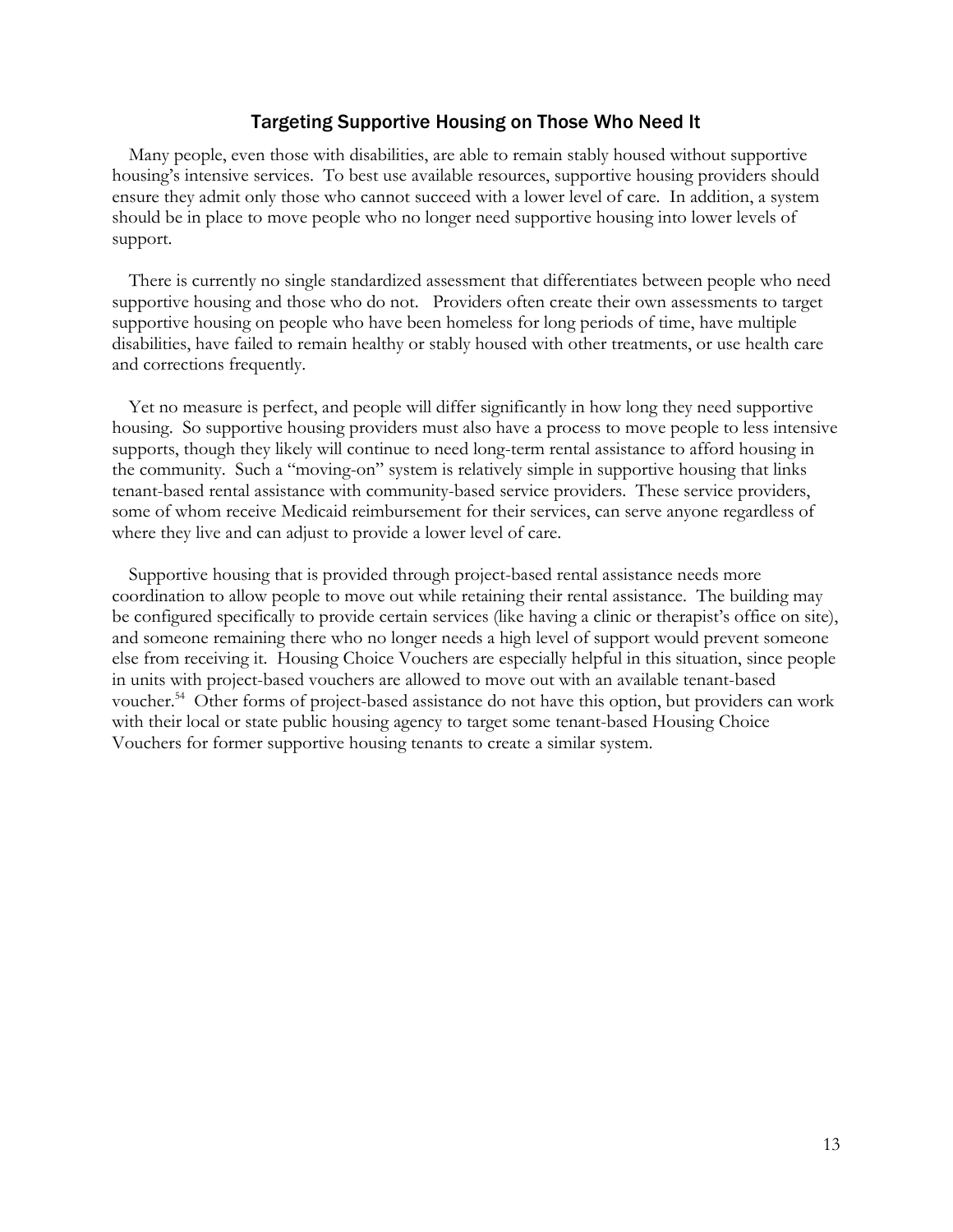## Targeting Supportive Housing on Those Who Need It

Many people, even those with disabilities, are able to remain stably housed without supportive housing's intensive services. To best use available resources, supportive housing providers should ensure they admit only those who cannot succeed with a lower level of care. In addition, a system should be in place to move people who no longer need supportive housing into lower levels of support.

There is currently no single standardized assessment that differentiates between people who need supportive housing and those who do not. Providers often create their own assessments to target supportive housing on people who have been homeless for long periods of time, have multiple disabilities, have failed to remain healthy or stably housed with other treatments, or use health care and corrections frequently.

Yet no measure is perfect, and people will differ significantly in how long they need supportive housing. So supportive housing providers must also have a process to move people to less intensive supports, though they likely will continue to need long-term rental assistance to afford housing in the community. Such a "moving-on" system is relatively simple in supportive housing that links tenant-based rental assistance with community-based service providers. These service providers, some of whom receive Medicaid reimbursement for their services, can serve anyone regardless of where they live and can adjust to provide a lower level of care.

Supportive housing that is provided through project-based rental assistance needs more coordination to allow people to move out while retaining their rental assistance. The building may be configured specifically to provide certain services (like having a clinic or therapist's office on site), and someone remaining there who no longer needs a high level of support would prevent someone else from receiving it. Housing Choice Vouchers are especially helpful in this situation, since people in units with project-based vouchers are allowed to move out with an available tenant-based voucher.[54] Other forms of project-based assistance do not have this option, but providers can work with their local or state public housing agency to target some tenant-based Housing Choice Vouchers for former supportive housing tenants to create a similar system.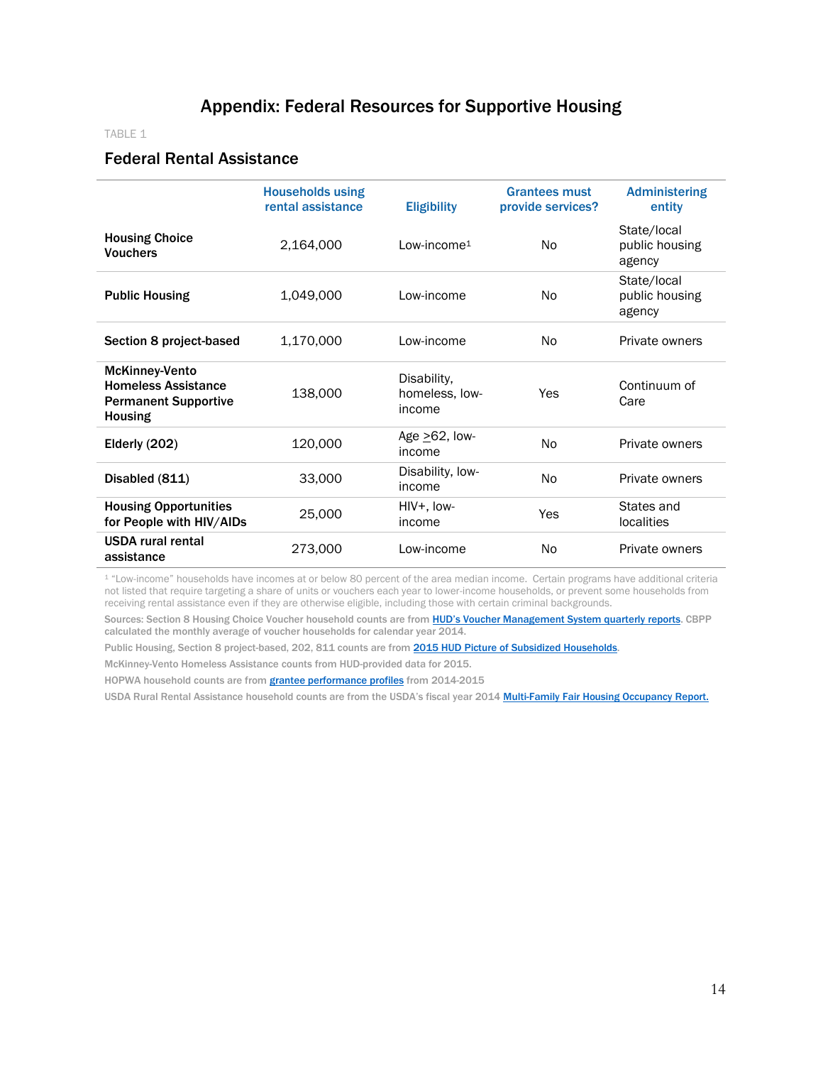# Appendix: Federal Resources for Supportive Housing

TABLE 1

## Federal Rental Assistance

| | Households using rental assistance | Eligibility | Grantees must provide services? | Administering entity |
|---|---|---|---|---|
| **Housing Choice Vouchers** | 2,164,000 | Low-income[1] | No | State/local public housing agency |
| **Public Housing** | 1,049,000 | Low-income | No | State/local public housing agency |
| **Section 8 project-based** | 1,170,000 | Low-income | No | Private owners |
| **McKinney-Vento Homeless Assistance Permanent Supportive Housing** | 138,000 | Disability, homeless, low-income | Yes | Continuum of Care |
| **Elderly (202)** | 120,000 | Age ≥62, low-income | No | Private owners |
| **Disabled (811)** | 33,000 | Disability, low-income | No | Private owners |
| **Housing Opportunities for People with HIV/AIDs** | 25,000 | HIV+, low-income | Yes | States and localities |
| **USDA rural rental assistance** | 273,000 | Low-income | No | Private owners |

[1] "Low-income" households have incomes at or below 80 percent of the area median income. Certain programs have additional criteria not listed that require targeting a share of units or vouchers each year to lower-income households, or prevent some households from receiving rental assistance even if they are otherwise eligible, including those with certain criminal backgrounds.

Sources: Section 8 Housing Choice Voucher household counts are from HUD's Voucher Management System quarterly reports. CBPP calculated the monthly average of voucher households for calendar year 2014.

Public Housing, Section 8 project-based, 202, 811 counts are from 2015 HUD Picture of Subsidized Households.

McKinney-Vento Homeless Assistance counts from HUD-provided data for 2015.

HOPWA household counts are from grantee performance profiles from 2014-2015

USDA Rural Rental Assistance household counts are from the USDA's fiscal year 2014 Multi-Family Fair Housing Occupancy Report.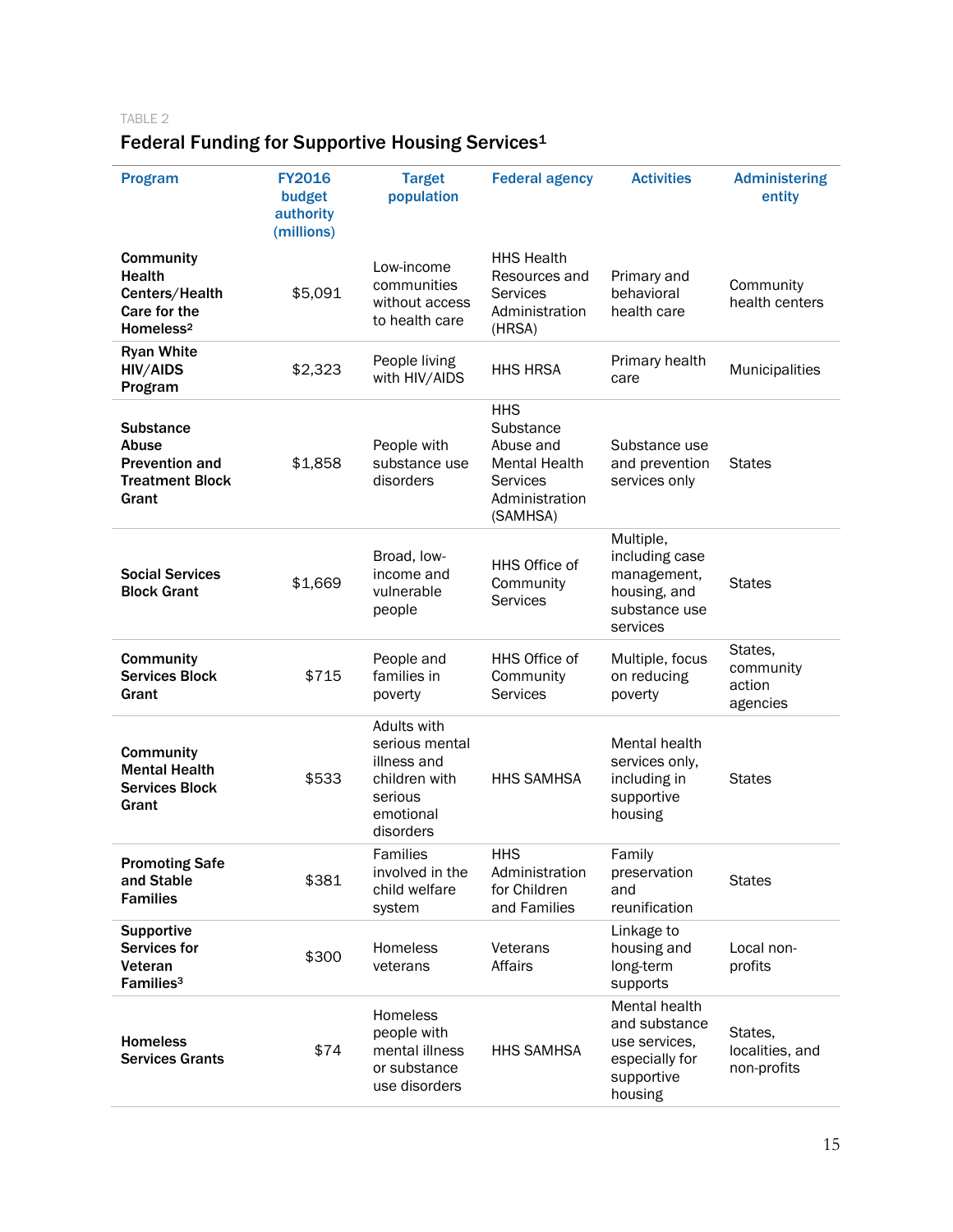TABLE 2

## Federal Funding for Supportive Housing Services[1]

| Program | FY2016 budget authority (millions) | Target population | Federal agency | Activities | Administering entity |
|---|---|---|---|---|---|
| **Community Health Centers/Health Care for the Homeless[2]** | $5,091 | Low-income communities without access to health care | HHS Health Resources and Services Administration (HRSA) | Primary and behavioral health care | Community health centers |
| **Ryan White HIV/AIDS Program** | $2,323 | People living with HIV/AIDS | HHS HRSA | Primary health care | Municipalities |
| **Substance Abuse Prevention and Treatment Block Grant** | $1,858 | People with substance use disorders | HHS Substance Abuse and Mental Health Services Administration (SAMHSA) | Substance use and prevention services only | States |
| **Social Services Block Grant** | $1,669 | Broad, low-income and vulnerable people | HHS Office of Community Services | Multiple, including case management, housing, and substance use services | States |
| **Community Services Block Grant** | $715 | People and families in poverty | HHS Office of Community Services | Multiple, focus on reducing poverty | States, community action agencies |
| **Community Mental Health Services Block Grant** | $533 | Adults with serious mental illness and children with serious emotional disorders | HHS SAMHSA | Mental health services only, including in supportive housing | States |
| **Promoting Safe and Stable Families** | $381 | Families involved in the child welfare system | HHS Administration for Children and Families | Family preservation and reunification | States |
| **Supportive Services for Veteran Families[3]** | $300 | Homeless veterans | Veterans Affairs | Linkage to housing and long-term supports | Local non-profits |
| **Homeless Services Grants** | $74 | Homeless people with mental illness or substance use disorders | HHS SAMHSA | Mental health and substance use services, especially for supportive housing | States, localities, and non-profits |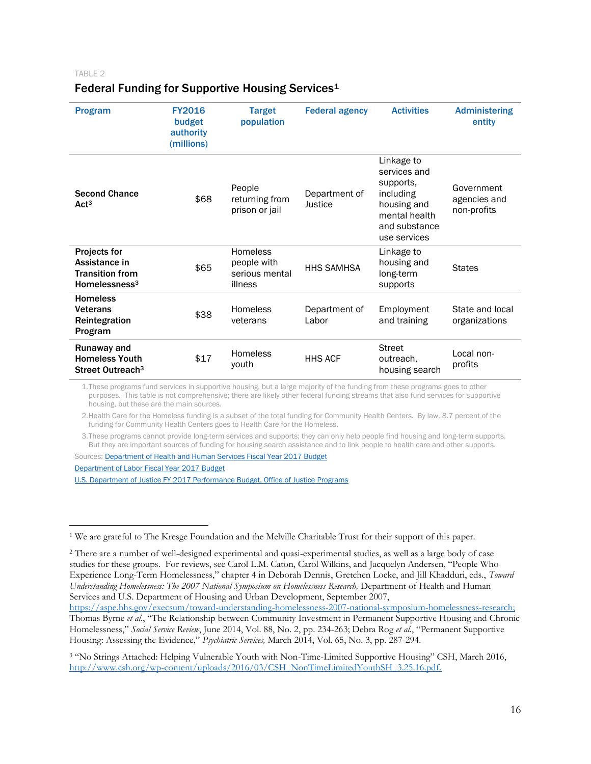TABLE 2

### Federal Funding for Supportive Housing Services[1]

| Program | FY2016 budget authority (millions) | Target population | Federal agency | Activities | Administering entity |
|---|---|---|---|---|---|
| **Second Chance Act**[3] | $68 | People returning from prison or jail | Department of Justice | Linkage to services and supports, including housing and mental health and substance use services | Government agencies and non-profits |
| **Projects for Assistance in Transition from Homelessness**[3] | $65 | Homeless people with serious mental illness | HHS SAMHSA | Linkage to housing and long-term supports | States |
| **Homeless Veterans Reintegration Program** | $38 | Homeless veterans | Department of Labor | Employment and training | State and local organizations |
| **Runaway and Homeless Youth Street Outreach**[3] | $17 | Homeless youth | HHS ACF | Street outreach, housing search | Local non-profits |

1. These programs fund services in supportive housing, but a large majority of the funding from these programs goes to other purposes. This table is not comprehensive; there are likely other federal funding streams that also fund services for supportive housing, but these are the main sources.
2. Health Care for the Homeless funding is a subset of the total funding for Community Health Centers. By law, 8.7 percent of the funding for Community Health Centers goes to Health Care for the Homeless.
3. These programs cannot provide long-term services and supports; they can only help people find housing and long-term supports. But they are important sources of funding for housing search assistance and to link people to health care and other supports.

Sources: Department of Health and Human Services Fiscal Year 2017 Budget

Department of Labor Fiscal Year 2017 Budget

U.S. Department of Justice FY 2017 Performance Budget, Office of Justice Programs

---

[1] We are grateful to The Kresge Foundation and the Melville Charitable Trust for their support of this paper.

[2] There are a number of well-designed experimental and quasi-experimental studies, as well as a large body of case studies for these groups. For reviews, see Carol L.M. Caton, Carol Wilkins, and Jacquelyn Andersen, "People Who Experience Long-Term Homelessness," chapter 4 in Deborah Dennis, Gretchen Locke, and Jill Khadduri, eds., *Toward Understanding Homelessness: The 2007 National Symposium on Homelessness Research,* Department of Health and Human Services and U.S. Department of Housing and Urban Development, September 2007, https://aspe.hhs.gov/execsum/toward-understanding-homelessness-2007-national-symposium-homelessness-research; Thomas Byrne *et al.*, "The Relationship between Community Investment in Permanent Supportive Housing and Chronic Homelessness," *Social Service Review*, June 2014, Vol. 88, No. 2, pp. 234-263; Debra Rog *et al.*, "Permanent Supportive Housing: Assessing the Evidence," *Psychiatric Services,* March 2014, Vol. 65, No. 3, pp. 287-294.

[3] "No Strings Attached: Helping Vulnerable Youth with Non-Time-Limited Supportive Housing" CSH, March 2016, http://www.csh.org/wp-content/uploads/2016/03/CSH_NonTimeLimitedYouthSH_3.25.16.pdf.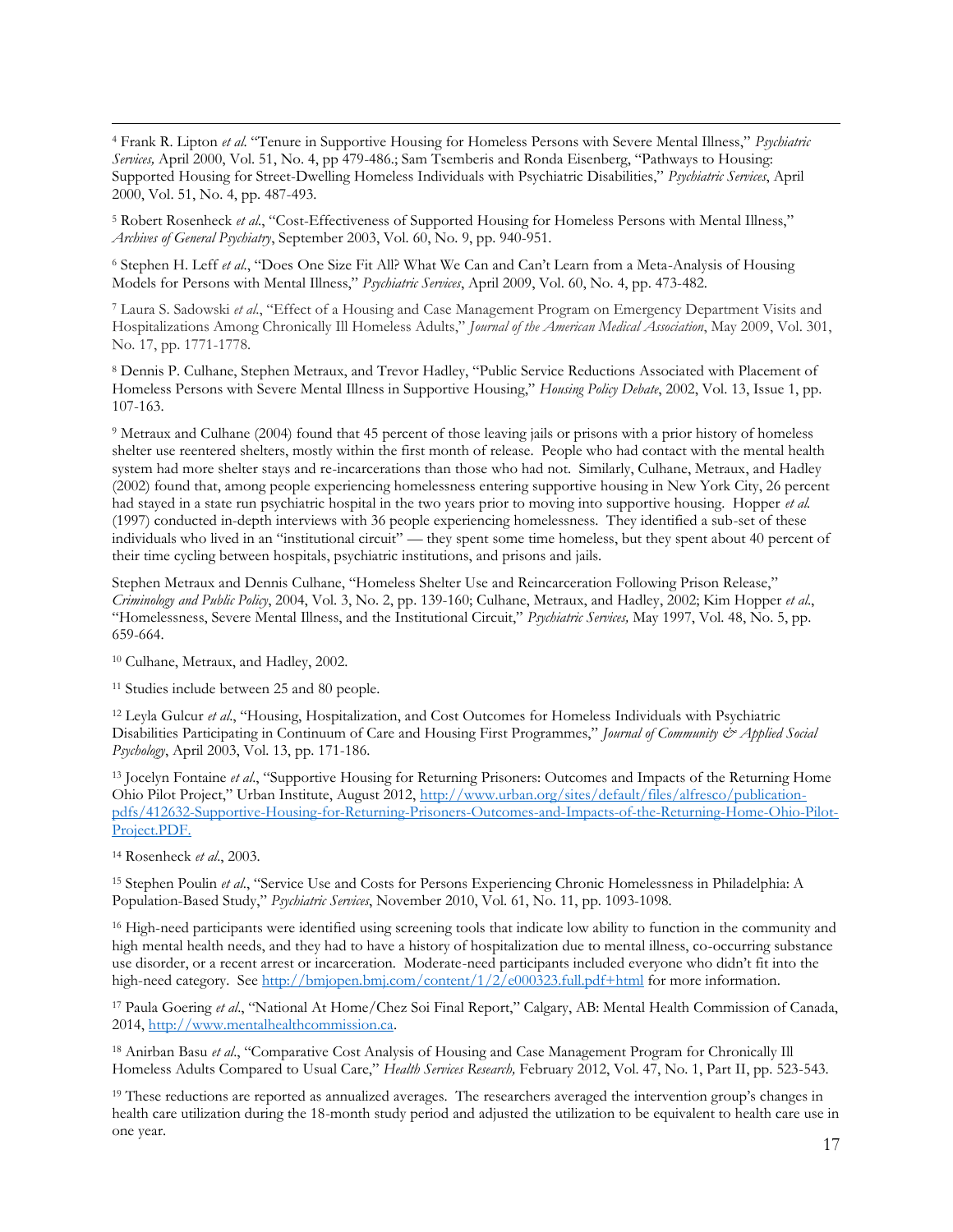[4] Frank R. Lipton *et al.* "Tenure in Supportive Housing for Homeless Persons with Severe Mental Illness," *Psychiatric Services,* April 2000, Vol. 51, No. 4, pp 479-486.; Sam Tsemberis and Ronda Eisenberg, "Pathways to Housing: Supported Housing for Street-Dwelling Homeless Individuals with Psychiatric Disabilities," *Psychiatric Services*, April 2000, Vol. 51, No. 4, pp. 487-493.

[5] Robert Rosenheck *et al.*, "Cost-Effectiveness of Supported Housing for Homeless Persons with Mental Illness," *Archives of General Psychiatry*, September 2003, Vol. 60, No. 9, pp. 940-951.

[6] Stephen H. Leff *et al.*, "Does One Size Fit All? What We Can and Can't Learn from a Meta-Analysis of Housing Models for Persons with Mental Illness," *Psychiatric Services*, April 2009, Vol. 60, No. 4, pp. 473-482.

[7] Laura S. Sadowski *et al.*, "Effect of a Housing and Case Management Program on Emergency Department Visits and Hospitalizations Among Chronically Ill Homeless Adults," *Journal of the American Medical Association*, May 2009, Vol. 301, No. 17, pp. 1771-1778.

[8] Dennis P. Culhane, Stephen Metraux, and Trevor Hadley, "Public Service Reductions Associated with Placement of Homeless Persons with Severe Mental Illness in Supportive Housing," *Housing Policy Debate*, 2002, Vol. 13, Issue 1, pp. 107-163.

[9] Metraux and Culhane (2004) found that 45 percent of those leaving jails or prisons with a prior history of homeless shelter use reentered shelters, mostly within the first month of release. People who had contact with the mental health system had more shelter stays and re-incarcerations than those who had not. Similarly, Culhane, Metraux, and Hadley (2002) found that, among people experiencing homelessness entering supportive housing in New York City, 26 percent had stayed in a state run psychiatric hospital in the two years prior to moving into supportive housing. Hopper *et al.* (1997) conducted in-depth interviews with 36 people experiencing homelessness. They identified a sub-set of these individuals who lived in an "institutional circuit" — they spent some time homeless, but they spent about 40 percent of their time cycling between hospitals, psychiatric institutions, and prisons and jails.

Stephen Metraux and Dennis Culhane, "Homeless Shelter Use and Reincarceration Following Prison Release," *Criminology and Public Policy*, 2004, Vol. 3, No. 2, pp. 139-160; Culhane, Metraux, and Hadley, 2002; Kim Hopper *et al.*, "Homelessness, Severe Mental Illness, and the Institutional Circuit," *Psychiatric Services,* May 1997, Vol. 48, No. 5, pp. 659-664.

[10] Culhane, Metraux, and Hadley, 2002.

[11] Studies include between 25 and 80 people.

[12] Leyla Gulcur *et al.*, "Housing, Hospitalization, and Cost Outcomes for Homeless Individuals with Psychiatric Disabilities Participating in Continuum of Care and Housing First Programmes," *Journal of Community & Applied Social Psychology*, April 2003, Vol. 13, pp. 171-186.

[13] Jocelyn Fontaine *et al.*, "Supportive Housing for Returning Prisoners: Outcomes and Impacts of the Returning Home Ohio Pilot Project," Urban Institute, August 2012, http://www.urban.org/sites/default/files/alfresco/publication-pdfs/412632-Supportive-Housing-for-Returning-Prisoners-Outcomes-and-Impacts-of-the-Returning-Home-Ohio-Pilot-Project.PDF.

[14] Rosenheck *et al.*, 2003.

[15] Stephen Poulin *et al.*, "Service Use and Costs for Persons Experiencing Chronic Homelessness in Philadelphia: A Population-Based Study," *Psychiatric Services*, November 2010, Vol. 61, No. 11, pp. 1093-1098.

[16] High-need participants were identified using screening tools that indicate low ability to function in the community and high mental health needs, and they had to have a history of hospitalization due to mental illness, co-occurring substance use disorder, or a recent arrest or incarceration. Moderate-need participants included everyone who didn't fit into the high-need category. See http://bmjopen.bmj.com/content/1/2/e000323.full.pdf+html for more information.

[17] Paula Goering *et al.*, "National At Home/Chez Soi Final Report," Calgary, AB: Mental Health Commission of Canada, 2014, http://www.mentalhealthcommission.ca.

[18] Anirban Basu *et al.*, "Comparative Cost Analysis of Housing and Case Management Program for Chronically Ill Homeless Adults Compared to Usual Care," *Health Services Research,* February 2012, Vol. 47, No. 1, Part II, pp. 523-543.

[19] These reductions are reported as annualized averages. The researchers averaged the intervention group's changes in health care utilization during the 18-month study period and adjusted the utilization to be equivalent to health care use in one year.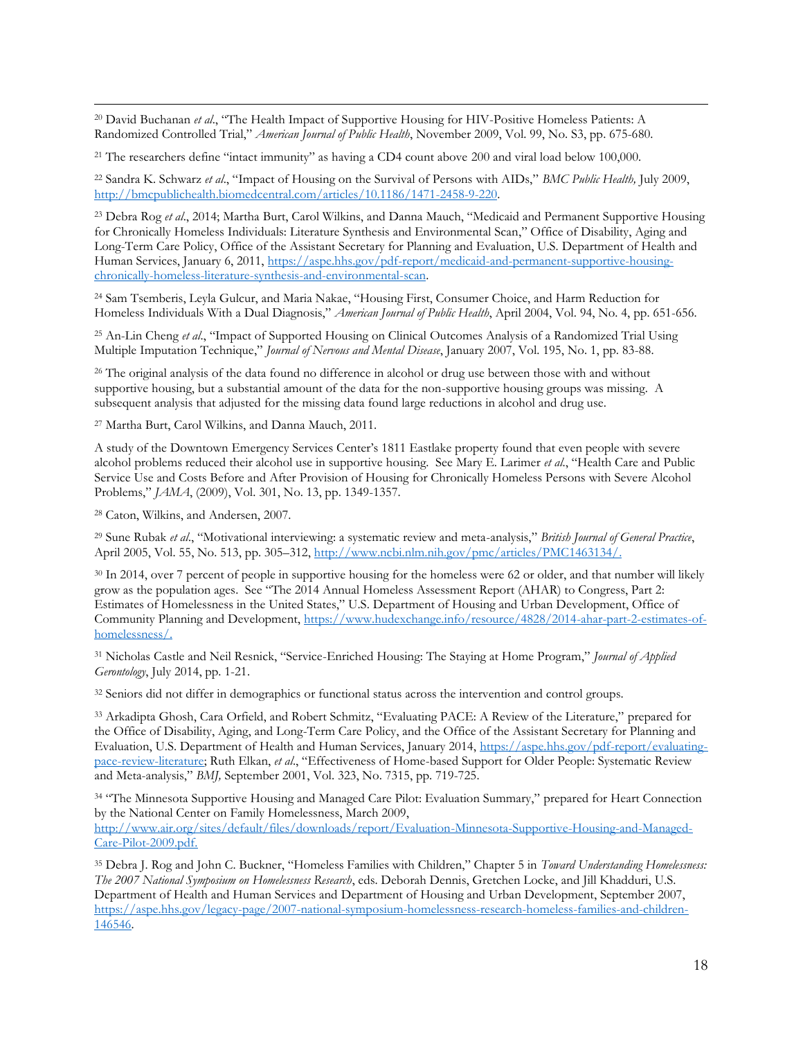[20] David Buchanan *et al*., "The Health Impact of Supportive Housing for HIV-Positive Homeless Patients: A Randomized Controlled Trial," *American Journal of Public Health*, November 2009, Vol. 99, No. S3, pp. 675-680.

[21] The researchers define "intact immunity" as having a CD4 count above 200 and viral load below 100,000.

[22] Sandra K. Schwarz *et al*., "Impact of Housing on the Survival of Persons with AIDs," *BMC Public Health,* July 2009, http://bmcpublichealth.biomedcentral.com/articles/10.1186/1471-2458-9-220.

[23] Debra Rog *et al*., 2014; Martha Burt, Carol Wilkins, and Danna Mauch, "Medicaid and Permanent Supportive Housing for Chronically Homeless Individuals: Literature Synthesis and Environmental Scan," Office of Disability, Aging and Long-Term Care Policy, Office of the Assistant Secretary for Planning and Evaluation, U.S. Department of Health and Human Services, January 6, 2011, https://aspe.hhs.gov/pdf-report/medicaid-and-permanent-supportive-housing-chronically-homeless-literature-synthesis-and-environmental-scan.

[24] Sam Tsemberis, Leyla Gulcur, and Maria Nakae, "Housing First, Consumer Choice, and Harm Reduction for Homeless Individuals With a Dual Diagnosis," *American Journal of Public Health*, April 2004, Vol. 94, No. 4, pp. 651-656.

[25] An-Lin Cheng *et al*., "Impact of Supported Housing on Clinical Outcomes Analysis of a Randomized Trial Using Multiple Imputation Technique," *Journal of Nervous and Mental Disease*, January 2007, Vol. 195, No. 1, pp. 83-88.

[26] The original analysis of the data found no difference in alcohol or drug use between those with and without supportive housing, but a substantial amount of the data for the non-supportive housing groups was missing. A subsequent analysis that adjusted for the missing data found large reductions in alcohol and drug use.

[27] Martha Burt, Carol Wilkins, and Danna Mauch, 2011.

A study of the Downtown Emergency Services Center's 1811 Eastlake property found that even people with severe alcohol problems reduced their alcohol use in supportive housing. See Mary E. Larimer *et al*., "Health Care and Public Service Use and Costs Before and After Provision of Housing for Chronically Homeless Persons with Severe Alcohol Problems," *JAMA*, (2009), Vol. 301, No. 13, pp. 1349-1357.

[28] Caton, Wilkins, and Andersen, 2007.

[29] Sune Rubak *et al*., "Motivational interviewing: a systematic review and meta-analysis," *British Journal of General Practice*, April 2005, Vol. 55, No. 513, pp. 305–312, http://www.ncbi.nlm.nih.gov/pmc/articles/PMC1463134/.

[30] In 2014, over 7 percent of people in supportive housing for the homeless were 62 or older, and that number will likely grow as the population ages. See "The 2014 Annual Homeless Assessment Report (AHAR) to Congress, Part 2: Estimates of Homelessness in the United States," U.S. Department of Housing and Urban Development, Office of Community Planning and Development, https://www.hudexchange.info/resource/4828/2014-ahar-part-2-estimates-of-homelessness/.

[31] Nicholas Castle and Neil Resnick, "Service-Enriched Housing: The Staying at Home Program," *Journal of Applied Gerontology*, July 2014, pp. 1-21.

[32] Seniors did not differ in demographics or functional status across the intervention and control groups.

[33] Arkadipta Ghosh, Cara Orfield, and Robert Schmitz, "Evaluating PACE: A Review of the Literature," prepared for the Office of Disability, Aging, and Long-Term Care Policy, and the Office of the Assistant Secretary for Planning and Evaluation, U.S. Department of Health and Human Services, January 2014, https://aspe.hhs.gov/pdf-report/evaluating-pace-review-literature; Ruth Elkan, *et al*., "Effectiveness of Home-based Support for Older People: Systematic Review and Meta-analysis," *BMJ,* September 2001, Vol. 323, No. 7315, pp. 719-725.

[34] "The Minnesota Supportive Housing and Managed Care Pilot: Evaluation Summary," prepared for Heart Connection by the National Center on Family Homelessness, March 2009, http://www.air.org/sites/default/files/downloads/report/Evaluation-Minnesota-Supportive-Housing-and-Managed-Care-Pilot-2009.pdf.

[35] Debra J. Rog and John C. Buckner, "Homeless Families with Children," Chapter 5 in *Toward Understanding Homelessness: The 2007 National Symposium on Homelessness Research*, eds. Deborah Dennis, Gretchen Locke, and Jill Khadduri, U.S. Department of Health and Human Services and Department of Housing and Urban Development, September 2007, https://aspe.hhs.gov/legacy-page/2007-national-symposium-homelessness-research-homeless-families-and-children-146546.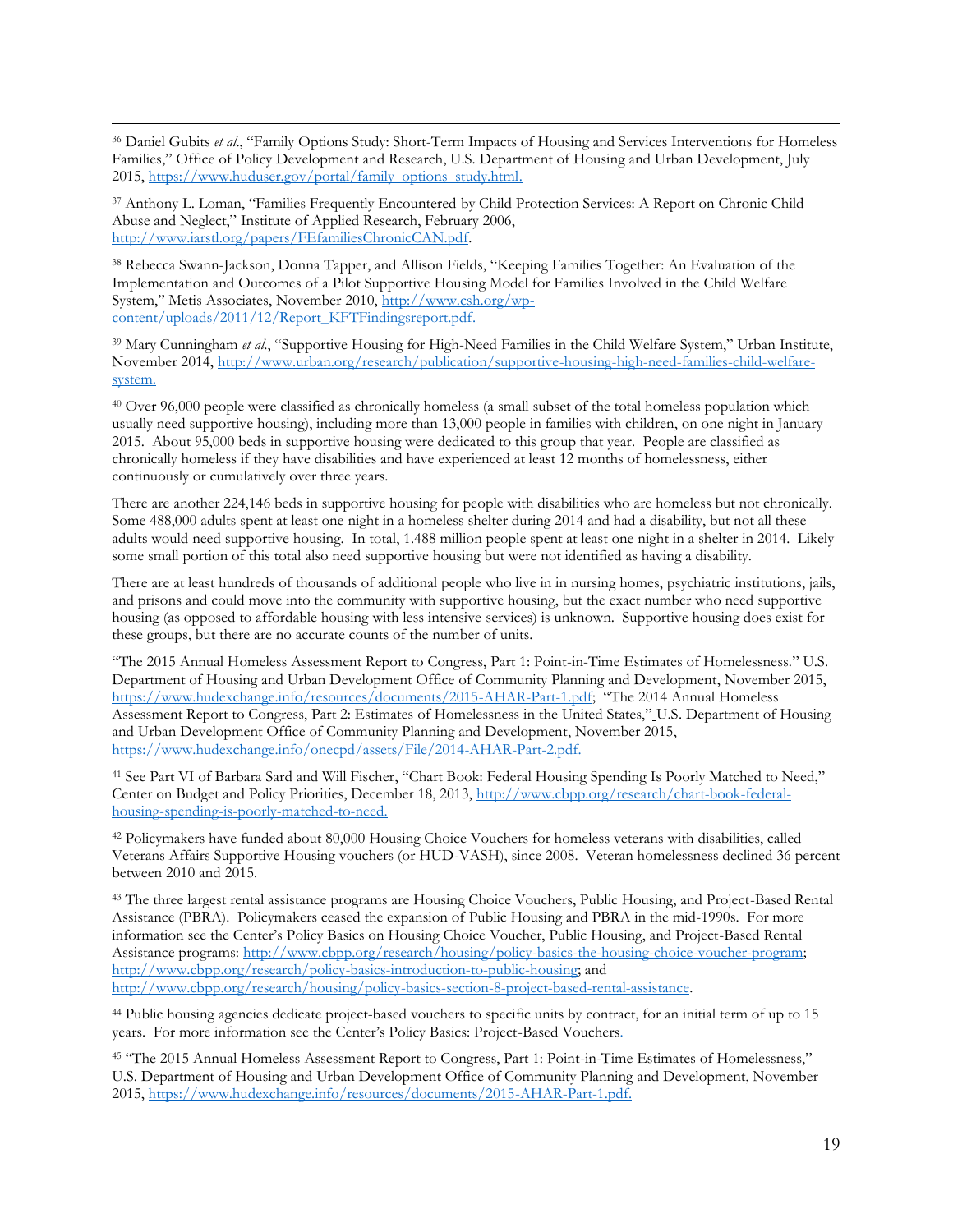[36] Daniel Gubits *et al*., "Family Options Study: Short-Term Impacts of Housing and Services Interventions for Homeless Families," Office of Policy Development and Research, U.S. Department of Housing and Urban Development, July 2015, https://www.huduser.gov/portal/family_options_study.html.

[37] Anthony L. Loman, "Families Frequently Encountered by Child Protection Services: A Report on Chronic Child Abuse and Neglect," Institute of Applied Research, February 2006, http://www.iarstl.org/papers/FEfamiliesChronicCAN.pdf.

[38] Rebecca Swann-Jackson, Donna Tapper, and Allison Fields, "Keeping Families Together: An Evaluation of the Implementation and Outcomes of a Pilot Supportive Housing Model for Families Involved in the Child Welfare System," Metis Associates, November 2010, http://www.csh.org/wp-content/uploads/2011/12/Report_KFTFindingsreport.pdf.

[39] Mary Cunningham *et al*., "Supportive Housing for High-Need Families in the Child Welfare System," Urban Institute, November 2014, http://www.urban.org/research/publication/supportive-housing-high-need-families-child-welfare-system.

[40] Over 96,000 people were classified as chronically homeless (a small subset of the total homeless population which usually need supportive housing), including more than 13,000 people in families with children, on one night in January 2015. About 95,000 beds in supportive housing were dedicated to this group that year. People are classified as chronically homeless if they have disabilities and have experienced at least 12 months of homelessness, either continuously or cumulatively over three years.

There are another 224,146 beds in supportive housing for people with disabilities who are homeless but not chronically. Some 488,000 adults spent at least one night in a homeless shelter during 2014 and had a disability, but not all these adults would need supportive housing. In total, 1.488 million people spent at least one night in a shelter in 2014. Likely some small portion of this total also need supportive housing but were not identified as having a disability.

There are at least hundreds of thousands of additional people who live in in nursing homes, psychiatric institutions, jails, and prisons and could move into the community with supportive housing, but the exact number who need supportive housing (as opposed to affordable housing with less intensive services) is unknown. Supportive housing does exist for these groups, but there are no accurate counts of the number of units.

"The 2015 Annual Homeless Assessment Report to Congress, Part 1: Point-in-Time Estimates of Homelessness." U.S. Department of Housing and Urban Development Office of Community Planning and Development, November 2015, https://www.hudexchange.info/resources/documents/2015-AHAR-Part-1.pdf; "The 2014 Annual Homeless Assessment Report to Congress, Part 2: Estimates of Homelessness in the United States," U.S. Department of Housing and Urban Development Office of Community Planning and Development, November 2015, https://www.hudexchange.info/onecpd/assets/File/2014-AHAR-Part-2.pdf.

[41] See Part VI of Barbara Sard and Will Fischer, "Chart Book: Federal Housing Spending Is Poorly Matched to Need," Center on Budget and Policy Priorities, December 18, 2013, http://www.cbpp.org/research/chart-book-federal-housing-spending-is-poorly-matched-to-need.

[42] Policymakers have funded about 80,000 Housing Choice Vouchers for homeless veterans with disabilities, called Veterans Affairs Supportive Housing vouchers (or HUD-VASH), since 2008. Veteran homelessness declined 36 percent between 2010 and 2015.

[43] The three largest rental assistance programs are Housing Choice Vouchers, Public Housing, and Project-Based Rental Assistance (PBRA). Policymakers ceased the expansion of Public Housing and PBRA in the mid-1990s. For more information see the Center's Policy Basics on Housing Choice Voucher, Public Housing, and Project-Based Rental Assistance programs: http://www.cbpp.org/research/housing/policy-basics-the-housing-choice-voucher-program; http://www.cbpp.org/research/policy-basics-introduction-to-public-housing; and http://www.cbpp.org/research/housing/policy-basics-section-8-project-based-rental-assistance.

[44] Public housing agencies dedicate project-based vouchers to specific units by contract, for an initial term of up to 15 years. For more information see the Center's Policy Basics: Project-Based Vouchers.

[45] "The 2015 Annual Homeless Assessment Report to Congress, Part 1: Point-in-Time Estimates of Homelessness," U.S. Department of Housing and Urban Development Office of Community Planning and Development, November 2015, https://www.hudexchange.info/resources/documents/2015-AHAR-Part-1.pdf.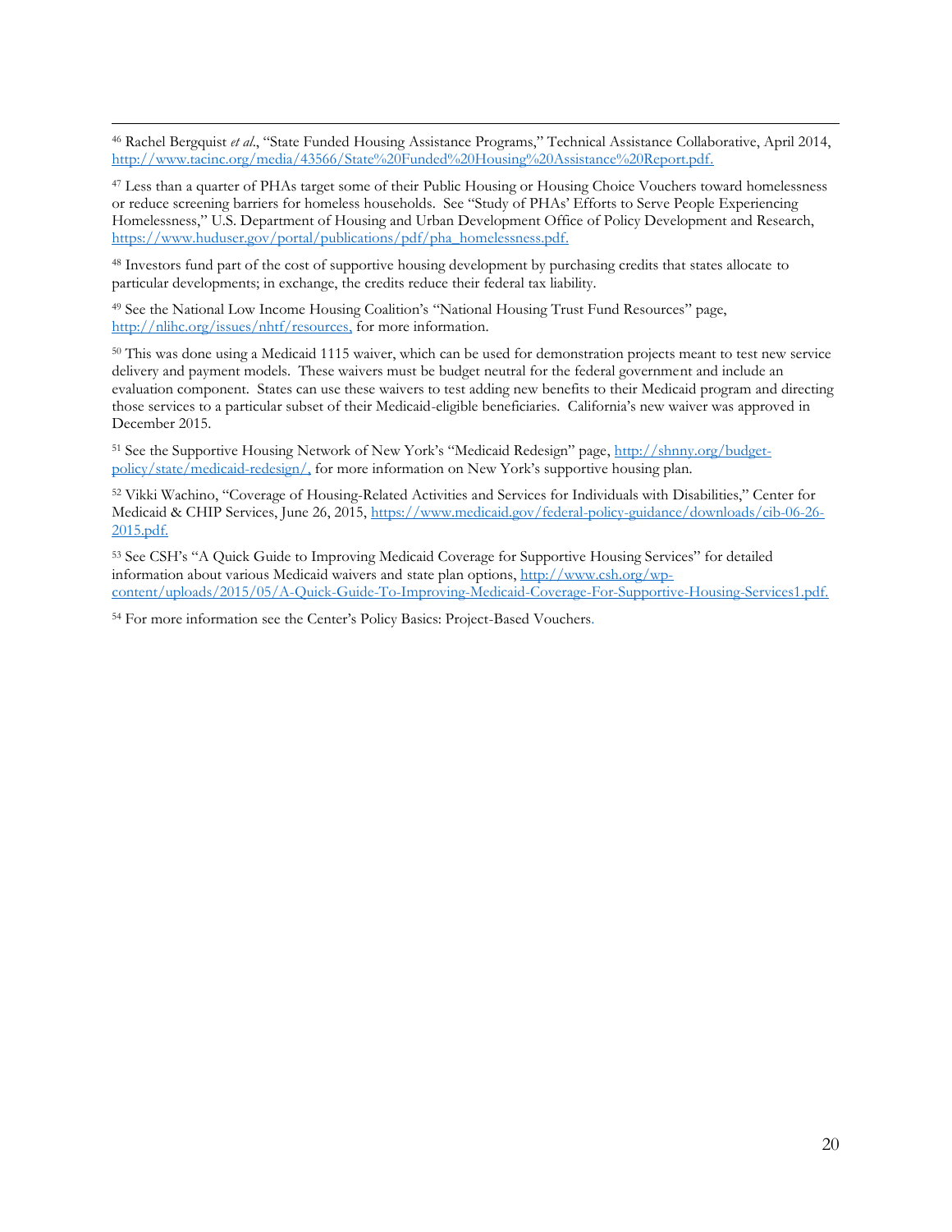[46] Rachel Bergquist *et al*., "State Funded Housing Assistance Programs," Technical Assistance Collaborative, April 2014, http://www.tacinc.org/media/43566/State%20Funded%20Housing%20Assistance%20Report.pdf.

[47] Less than a quarter of PHAs target some of their Public Housing or Housing Choice Vouchers toward homelessness or reduce screening barriers for homeless households. See "Study of PHAs' Efforts to Serve People Experiencing Homelessness," U.S. Department of Housing and Urban Development Office of Policy Development and Research, https://www.huduser.gov/portal/publications/pdf/pha_homelessness.pdf.

[48] Investors fund part of the cost of supportive housing development by purchasing credits that states allocate to particular developments; in exchange, the credits reduce their federal tax liability.

[49] See the National Low Income Housing Coalition's "National Housing Trust Fund Resources" page, http://nlihc.org/issues/nhtf/resources, for more information.

[50] This was done using a Medicaid 1115 waiver, which can be used for demonstration projects meant to test new service delivery and payment models. These waivers must be budget neutral for the federal government and include an evaluation component. States can use these waivers to test adding new benefits to their Medicaid program and directing those services to a particular subset of their Medicaid-eligible beneficiaries. California's new waiver was approved in December 2015.

[51] See the Supportive Housing Network of New York's "Medicaid Redesign" page, http://shnny.org/budget-policy/state/medicaid-redesign/, for more information on New York's supportive housing plan.

[52] Vikki Wachino, "Coverage of Housing-Related Activities and Services for Individuals with Disabilities," Center for Medicaid & CHIP Services, June 26, 2015, https://www.medicaid.gov/federal-policy-guidance/downloads/cib-06-26-2015.pdf.

[53] See CSH's "A Quick Guide to Improving Medicaid Coverage for Supportive Housing Services" for detailed information about various Medicaid waivers and state plan options, http://www.csh.org/wp-content/uploads/2015/05/A-Quick-Guide-To-Improving-Medicaid-Coverage-For-Supportive-Housing-Services1.pdf.

[54] For more information see the Center's Policy Basics: Project-Based Vouchers.